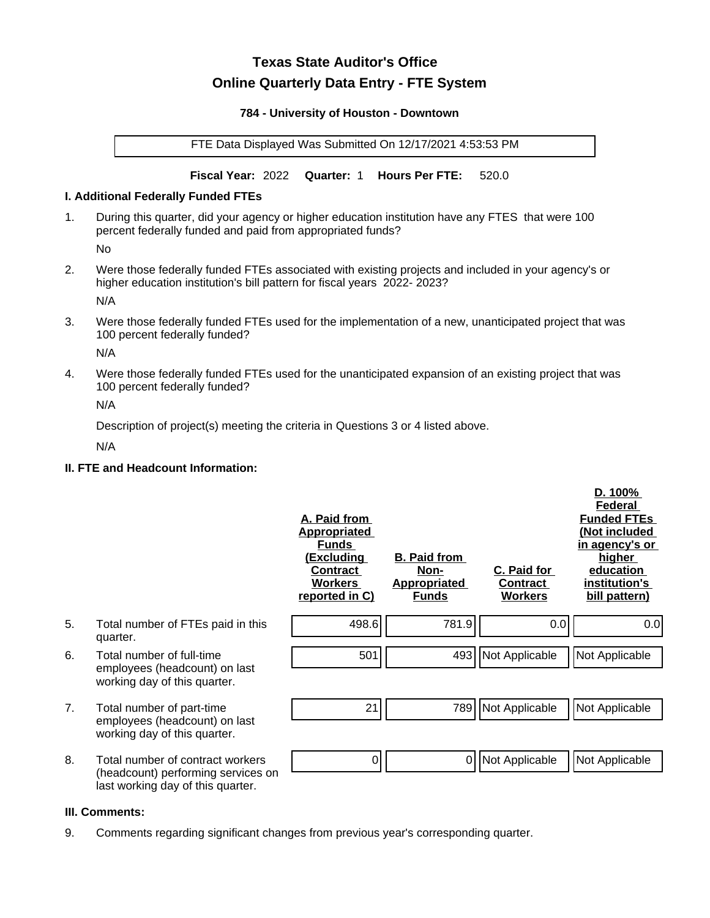# Texas State Auditor's Office

## Online Quarterly Data Entry - FTE System

### 784 - University of Houston - Downtown

FTE Data Displayed Was Submitted On 12/17/2021 4:53:53 PM

**Fiscal Year:** 2022 **Quarter:** 1 **Hours Per FTE:** 520.0

### I. Additional Federally Funded FTEs

1. During this quarter, did your agency or higher education institution have any FTES that were 100 percent federally funded and paid from appropriated funds?

   No

2. Were those federally funded FTEs associated with existing projects and included in your agency's or higher education institution's bill pattern for fiscal years 2022- 2023?

   N/A

3. Were those federally funded FTEs used for the implementation of a new, unanticipated project that was 100 percent federally funded?

   N/A

4. Were those federally funded FTEs used for the unanticipated expansion of an existing project that was 100 percent federally funded?

   N/A

   Description of project(s) meeting the criteria in Questions 3 or 4 listed above.

   N/A

### II. FTE and Headcount Information:

| | | A. Paid from Appropriated Funds (Excluding Contract Workers reported in C) | B. Paid from Non-Appropriated Funds | C. Paid for Contract Workers | D. 100% Federal Funded FTEs (Not included in agency's or higher education institution's bill pattern) |
|---|---|---|---|---|---|
| 5. | Total number of FTEs paid in this quarter. | 498.6 | 781.9 | 0.0 | 0.0 |
| 6. | Total number of full-time employees (headcount) on last working day of this quarter. | 501 | 493 | Not Applicable | Not Applicable |
| 7. | Total number of part-time employees (headcount) on last working day of this quarter. | 21 | 789 | Not Applicable | Not Applicable |
| 8. | Total number of contract workers (headcount) performing services on last working day of this quarter. | 0 | 0 | Not Applicable | Not Applicable |

### III. Comments:

9. Comments regarding significant changes from previous year's corresponding quarter.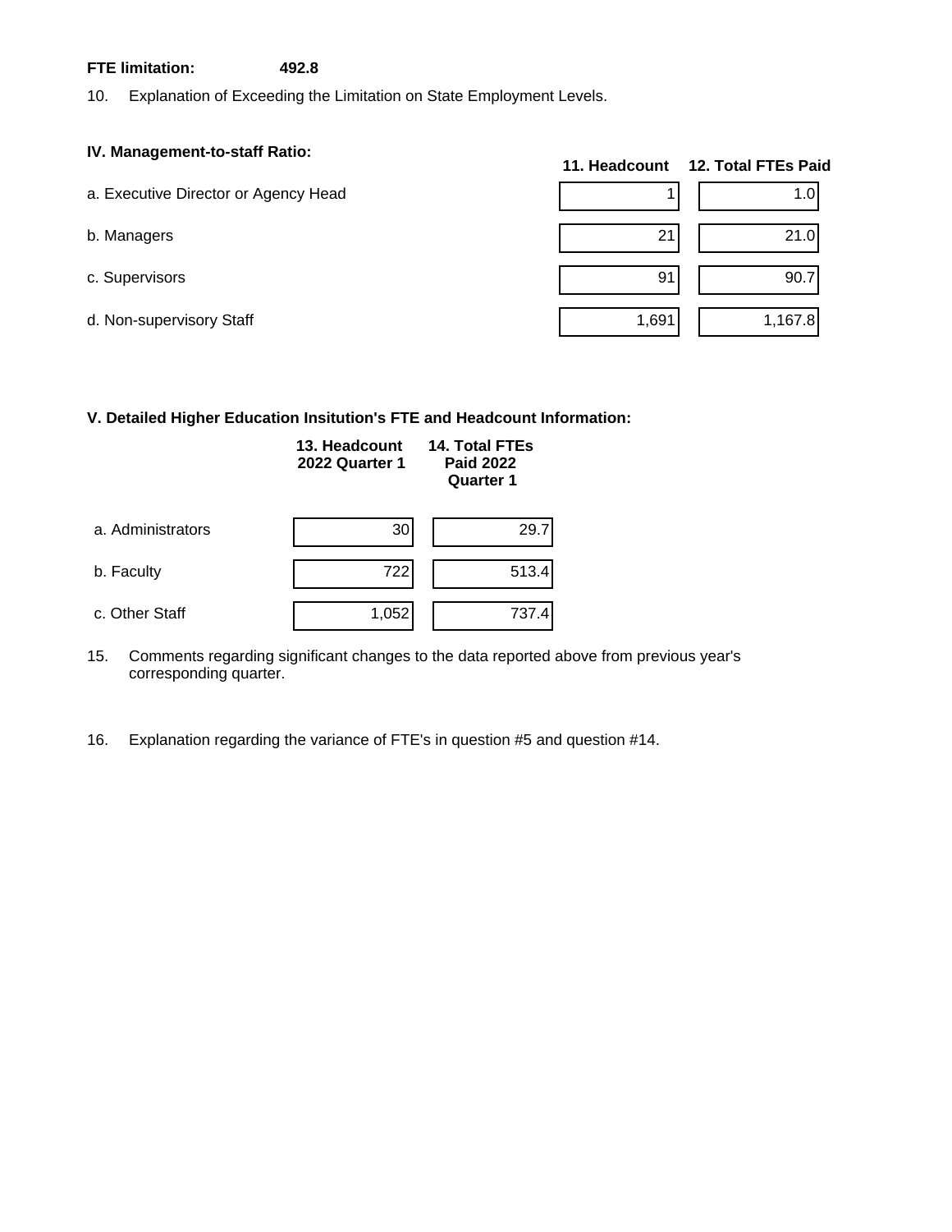**FTE limitation:** **492.8**

10. Explanation of Exceeding the Limitation on State Employment Levels.

**IV. Management-to-staff Ratio:**

| | 11. Headcount | 12. Total FTEs Paid |
|---|---|---|
| a. Executive Director or Agency Head | 1 | 1.0 |
| b. Managers | 21 | 21.0 |
| c. Supervisors | 91 | 90.7 |
| d. Non-supervisory Staff | 1,691 | 1,167.8 |

**V. Detailed Higher Education Insitution's FTE and Headcount Information:**

| | 13. Headcount 2022 Quarter 1 | 14. Total FTEs Paid 2022 Quarter 1 |
|---|---|---|
| a. Administrators | 30 | 29.7 |
| b. Faculty | 722 | 513.4 |
| c. Other Staff | 1,052 | 737.4 |

15. Comments regarding significant changes to the data reported above from previous year's corresponding quarter.

16. Explanation regarding the variance of FTE's in question #5 and question #14.